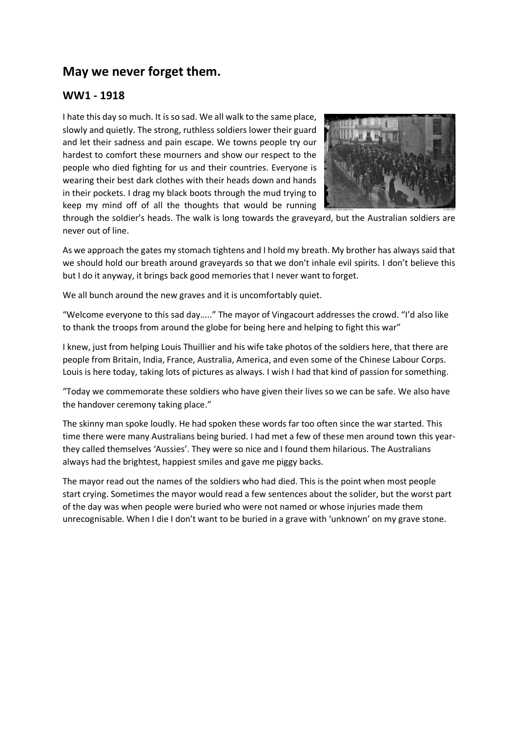## May we never forget them.

### WW1 - 1918

I hate this day so much. It is so sad. We all walk to the same place, slowly and quietly. The strong, ruthless soldiers lower their guard and let their sadness and pain escape. We towns people try our hardest to comfort these mourners and show our respect to the people who died fighting for us and their countries. Everyone is wearing their best dark clothes with their heads down and hands in their pockets. I drag my black boots through the mud trying to keep my mind off of all the thoughts that would be running through the soldier's heads. The walk is long towards the graveyard, but the Australian soldiers are never out of line.

As we approach the gates my stomach tightens and I hold my breath. My brother has always said that we should hold our breath around graveyards so that we don't inhale evil spirits. I don't believe this but I do it anyway, it brings back good memories that I never want to forget.

We all bunch around the new graves and it is uncomfortably quiet.

"Welcome everyone to this sad day….." The mayor of Vingacourt addresses the crowd. "I'd also like to thank the troops from around the globe for being here and helping to fight this war"

I knew, just from helping Louis Thuillier and his wife take photos of the soldiers here, that there are people from Britain, India, France, Australia, America, and even some of the Chinese Labour Corps. Louis is here today, taking lots of pictures as always. I wish I had that kind of passion for something.

"Today we commemorate these soldiers who have given their lives so we can be safe. We also have the handover ceremony taking place."

The skinny man spoke loudly. He had spoken these words far too often since the war started. This time there were many Australians being buried. I had met a few of these men around town this year- they called themselves 'Aussies'. They were so nice and I found them hilarious. The Australians always had the brightest, happiest smiles and gave me piggy backs.

The mayor read out the names of the soldiers who had died. This is the point when most people start crying. Sometimes the mayor would read a few sentences about the solider, but the worst part of the day was when people were buried who were not named or whose injuries made them unrecognisable. When I die I don't want to be buried in a grave with 'unknown' on my grave stone.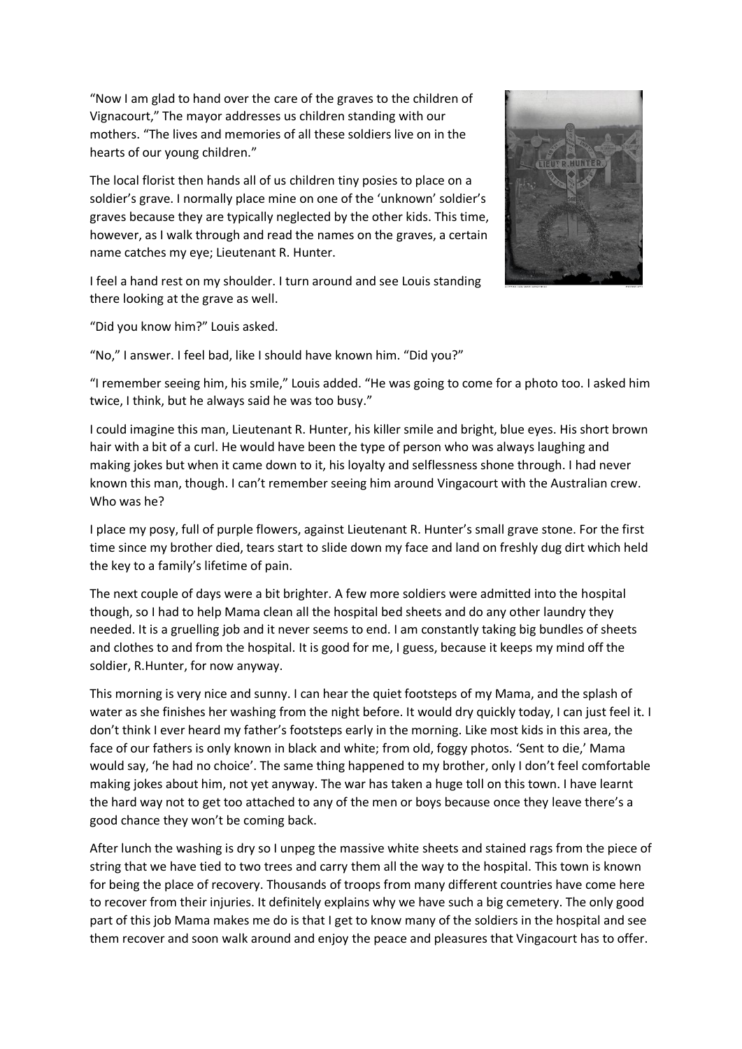"Now I am glad to hand over the care of the graves to the children of Vignacourt," The mayor addresses us children standing with our mothers. "The lives and memories of all these soldiers live on in the hearts of our young children."

The local florist then hands all of us children tiny posies to place on a soldier's grave. I normally place mine on one of the 'unknown' soldier's graves because they are typically neglected by the other kids. This time, however, as I walk through and read the names on the graves, a certain name catches my eye; Lieutenant R. Hunter.

I feel a hand rest on my shoulder. I turn around and see Louis standing there looking at the grave as well.

"Did you know him?" Louis asked.

"No," I answer. I feel bad, like I should have known him. "Did you?"

"I remember seeing him, his smile," Louis added. "He was going to come for a photo too. I asked him twice, I think, but he always said he was too busy."

I could imagine this man, Lieutenant R. Hunter, his killer smile and bright, blue eyes. His short brown hair with a bit of a curl. He would have been the type of person who was always laughing and making jokes but when it came down to it, his loyalty and selflessness shone through. I had never known this man, though. I can't remember seeing him around Vingacourt with the Australian crew. Who was he?

I place my posy, full of purple flowers, against Lieutenant R. Hunter's small grave stone. For the first time since my brother died, tears start to slide down my face and land on freshly dug dirt which held the key to a family's lifetime of pain.

The next couple of days were a bit brighter. A few more soldiers were admitted into the hospital though, so I had to help Mama clean all the hospital bed sheets and do any other laundry they needed. It is a gruelling job and it never seems to end. I am constantly taking big bundles of sheets and clothes to and from the hospital. It is good for me, I guess, because it keeps my mind off the soldier, R.Hunter, for now anyway.

This morning is very nice and sunny. I can hear the quiet footsteps of my Mama, and the splash of water as she finishes her washing from the night before. It would dry quickly today, I can just feel it. I don't think I ever heard my father's footsteps early in the morning. Like most kids in this area, the face of our fathers is only known in black and white; from old, foggy photos. 'Sent to die,' Mama would say, 'he had no choice'. The same thing happened to my brother, only I don't feel comfortable making jokes about him, not yet anyway. The war has taken a huge toll on this town. I have learnt the hard way not to get too attached to any of the men or boys because once they leave there's a good chance they won't be coming back.

After lunch the washing is dry so I unpeg the massive white sheets and stained rags from the piece of string that we have tied to two trees and carry them all the way to the hospital. This town is known for being the place of recovery. Thousands of troops from many different countries have come here to recover from their injuries. It definitely explains why we have such a big cemetery. The only good part of this job Mama makes me do is that I get to know many of the soldiers in the hospital and see them recover and soon walk around and enjoy the peace and pleasures that Vingacourt has to offer.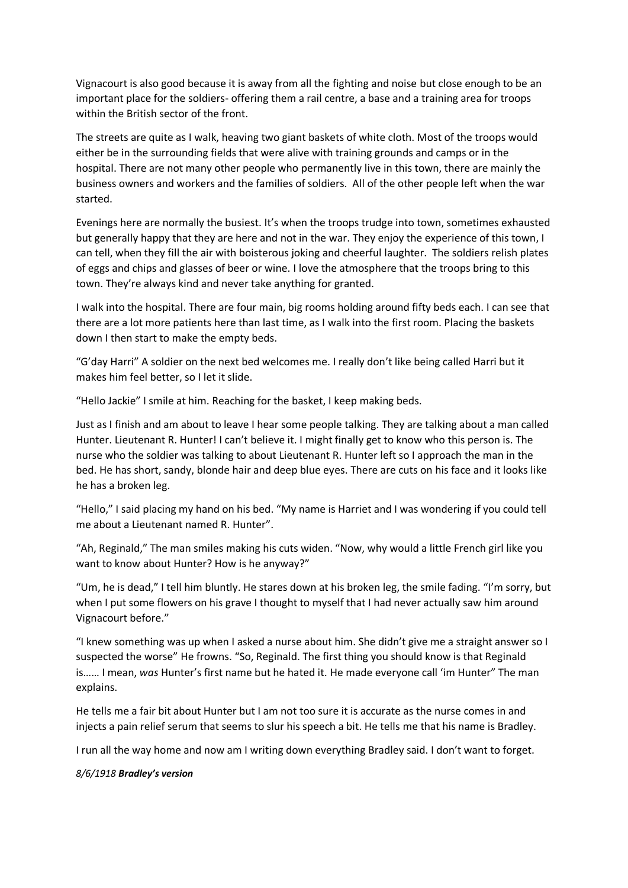Vignacourt is also good because it is away from all the fighting and noise but close enough to be an important place for the soldiers- offering them a rail centre, a base and a training area for troops within the British sector of the front.

The streets are quite as I walk, heaving two giant baskets of white cloth. Most of the troops would either be in the surrounding fields that were alive with training grounds and camps or in the hospital. There are not many other people who permanently live in this town, there are mainly the business owners and workers and the families of soldiers. All of the other people left when the war started.

Evenings here are normally the busiest. It's when the troops trudge into town, sometimes exhausted but generally happy that they are here and not in the war. They enjoy the experience of this town, I can tell, when they fill the air with boisterous joking and cheerful laughter. The soldiers relish plates of eggs and chips and glasses of beer or wine. I love the atmosphere that the troops bring to this town. They're always kind and never take anything for granted.

I walk into the hospital. There are four main, big rooms holding around fifty beds each. I can see that there are a lot more patients here than last time, as I walk into the first room. Placing the baskets down I then start to make the empty beds.

"G'day Harri" A soldier on the next bed welcomes me. I really don't like being called Harri but it makes him feel better, so I let it slide.

"Hello Jackie" I smile at him. Reaching for the basket, I keep making beds.

Just as I finish and am about to leave I hear some people talking. They are talking about a man called Hunter. Lieutenant R. Hunter! I can't believe it. I might finally get to know who this person is. The nurse who the soldier was talking to about Lieutenant R. Hunter left so I approach the man in the bed. He has short, sandy, blonde hair and deep blue eyes. There are cuts on his face and it looks like he has a broken leg.

"Hello," I said placing my hand on his bed. "My name is Harriet and I was wondering if you could tell me about a Lieutenant named R. Hunter".

"Ah, Reginald," The man smiles making his cuts widen. "Now, why would a little French girl like you want to know about Hunter? How is he anyway?"

"Um, he is dead," I tell him bluntly. He stares down at his broken leg, the smile fading. "I'm sorry, but when I put some flowers on his grave I thought to myself that I had never actually saw him around Vignacourt before."

"I knew something was up when I asked a nurse about him. She didn't give me a straight answer so I suspected the worse" He frowns. "So, Reginald. The first thing you should know is that Reginald is…… I mean, *was* Hunter's first name but he hated it. He made everyone call 'im Hunter" The man explains.

He tells me a fair bit about Hunter but I am not too sure it is accurate as the nurse comes in and injects a pain relief serum that seems to slur his speech a bit. He tells me that his name is Bradley.

I run all the way home and now am I writing down everything Bradley said. I don't want to forget.

*8/6/1918* ***Bradley's version***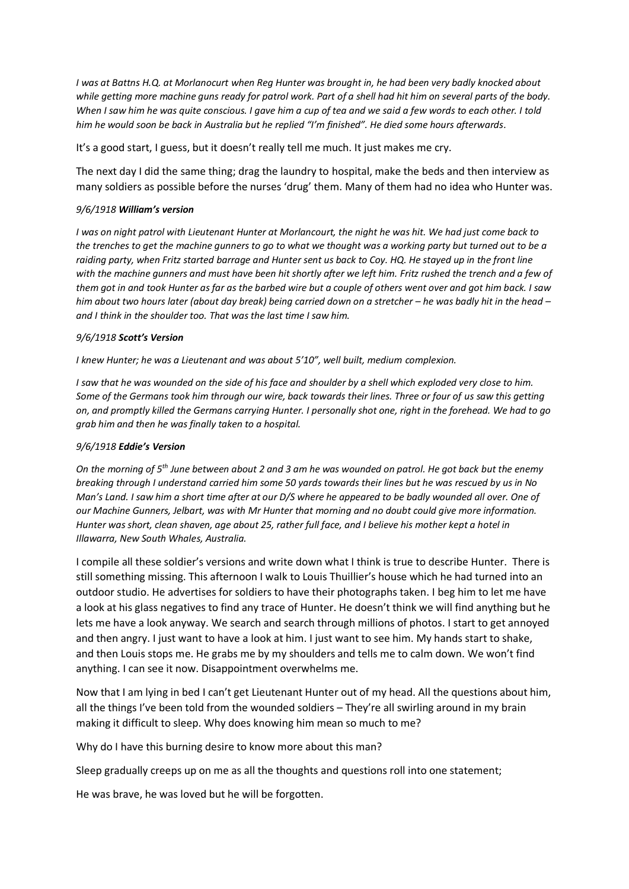*I was at Battns H.Q. at Morlanocurt when Reg Hunter was brought in, he had been very badly knocked about while getting more machine guns ready for patrol work. Part of a shell had hit him on several parts of the body. When I saw him he was quite conscious. I gave him a cup of tea and we said a few words to each other. I told him he would soon be back in Australia but he replied "I'm finished". He died some hours afterwards.*

It's a good start, I guess, but it doesn't really tell me much. It just makes me cry.

The next day I did the same thing; drag the laundry to hospital, make the beds and then interview as many soldiers as possible before the nurses 'drug' them. Many of them had no idea who Hunter was.

*9/6/1918* ***William's version***

*I was on night patrol with Lieutenant Hunter at Morlancourt, the night he was hit. We had just come back to the trenches to get the machine gunners to go to what we thought was a working party but turned out to be a raiding party, when Fritz started barrage and Hunter sent us back to Coy. HQ. He stayed up in the front line with the machine gunners and must have been hit shortly after we left him. Fritz rushed the trench and a few of them got in and took Hunter as far as the barbed wire but a couple of others went over and got him back. I saw him about two hours later (about day break) being carried down on a stretcher – he was badly hit in the head – and I think in the shoulder too. That was the last time I saw him.*

*9/6/1918* ***Scott's Version***

*I knew Hunter; he was a Lieutenant and was about 5'10", well built, medium complexion.*

*I saw that he was wounded on the side of his face and shoulder by a shell which exploded very close to him. Some of the Germans took him through our wire, back towards their lines. Three or four of us saw this getting on, and promptly killed the Germans carrying Hunter. I personally shot one, right in the forehead. We had to go grab him and then he was finally taken to a hospital.*

*9/6/1918* ***Eddie's Version***

*On the morning of 5th June between about 2 and 3 am he was wounded on patrol. He got back but the enemy breaking through I understand carried him some 50 yards towards their lines but he was rescued by us in No Man's Land. I saw him a short time after at our D/S where he appeared to be badly wounded all over. One of our Machine Gunners, Jelbart, was with Mr Hunter that morning and no doubt could give more information. Hunter was short, clean shaven, age about 25, rather full face, and I believe his mother kept a hotel in Illawarra, New South Whales, Australia.*

I compile all these soldier's versions and write down what I think is true to describe Hunter. There is still something missing. This afternoon I walk to Louis Thuillier's house which he had turned into an outdoor studio. He advertises for soldiers to have their photographs taken. I beg him to let me have a look at his glass negatives to find any trace of Hunter. He doesn't think we will find anything but he lets me have a look anyway. We search and search through millions of photos. I start to get annoyed and then angry. I just want to have a look at him. I just want to see him. My hands start to shake, and then Louis stops me. He grabs me by my shoulders and tells me to calm down. We won't find anything. I can see it now. Disappointment overwhelms me.

Now that I am lying in bed I can't get Lieutenant Hunter out of my head. All the questions about him, all the things I've been told from the wounded soldiers – They're all swirling around in my brain making it difficult to sleep. Why does knowing him mean so much to me?

Why do I have this burning desire to know more about this man?

Sleep gradually creeps up on me as all the thoughts and questions roll into one statement;

He was brave, he was loved but he will be forgotten.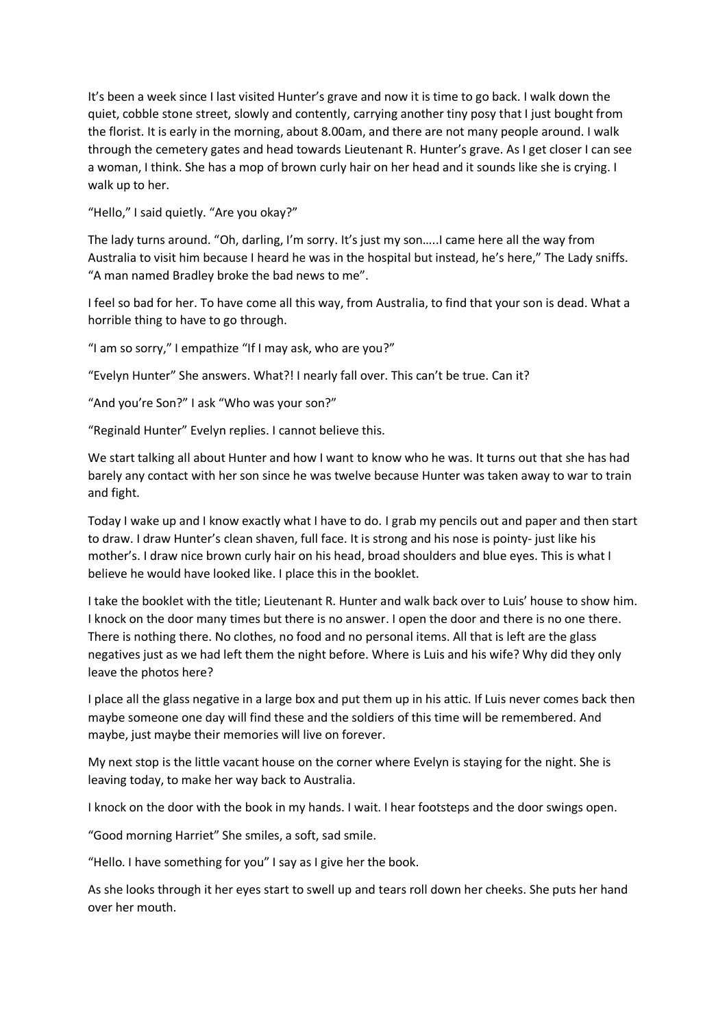It's been a week since I last visited Hunter's grave and now it is time to go back. I walk down the quiet, cobble stone street, slowly and contently, carrying another tiny posy that I just bought from the florist. It is early in the morning, about 8.00am, and there are not many people around. I walk through the cemetery gates and head towards Lieutenant R. Hunter's grave. As I get closer I can see a woman, I think. She has a mop of brown curly hair on her head and it sounds like she is crying. I walk up to her.

"Hello," I said quietly. "Are you okay?"

The lady turns around. "Oh, darling, I'm sorry. It's just my son…..I came here all the way from Australia to visit him because I heard he was in the hospital but instead, he's here," The Lady sniffs. "A man named Bradley broke the bad news to me".

I feel so bad for her. To have come all this way, from Australia, to find that your son is dead. What a horrible thing to have to go through.

"I am so sorry," I empathize "If I may ask, who are you?"

"Evelyn Hunter" She answers. What?! I nearly fall over. This can't be true. Can it?

"And you're Son?" I ask "Who was your son?"

"Reginald Hunter" Evelyn replies. I cannot believe this.

We start talking all about Hunter and how I want to know who he was. It turns out that she has had barely any contact with her son since he was twelve because Hunter was taken away to war to train and fight.

Today I wake up and I know exactly what I have to do. I grab my pencils out and paper and then start to draw. I draw Hunter's clean shaven, full face. It is strong and his nose is pointy- just like his mother's. I draw nice brown curly hair on his head, broad shoulders and blue eyes. This is what I believe he would have looked like. I place this in the booklet.

I take the booklet with the title; Lieutenant R. Hunter and walk back over to Luis' house to show him. I knock on the door many times but there is no answer. I open the door and there is no one there. There is nothing there. No clothes, no food and no personal items. All that is left are the glass negatives just as we had left them the night before. Where is Luis and his wife? Why did they only leave the photos here?

I place all the glass negative in a large box and put them up in his attic. If Luis never comes back then maybe someone one day will find these and the soldiers of this time will be remembered. And maybe, just maybe their memories will live on forever.

My next stop is the little vacant house on the corner where Evelyn is staying for the night. She is leaving today, to make her way back to Australia.

I knock on the door with the book in my hands. I wait. I hear footsteps and the door swings open.

"Good morning Harriet" She smiles, a soft, sad smile.

"Hello. I have something for you" I say as I give her the book.

As she looks through it her eyes start to swell up and tears roll down her cheeks. She puts her hand over her mouth.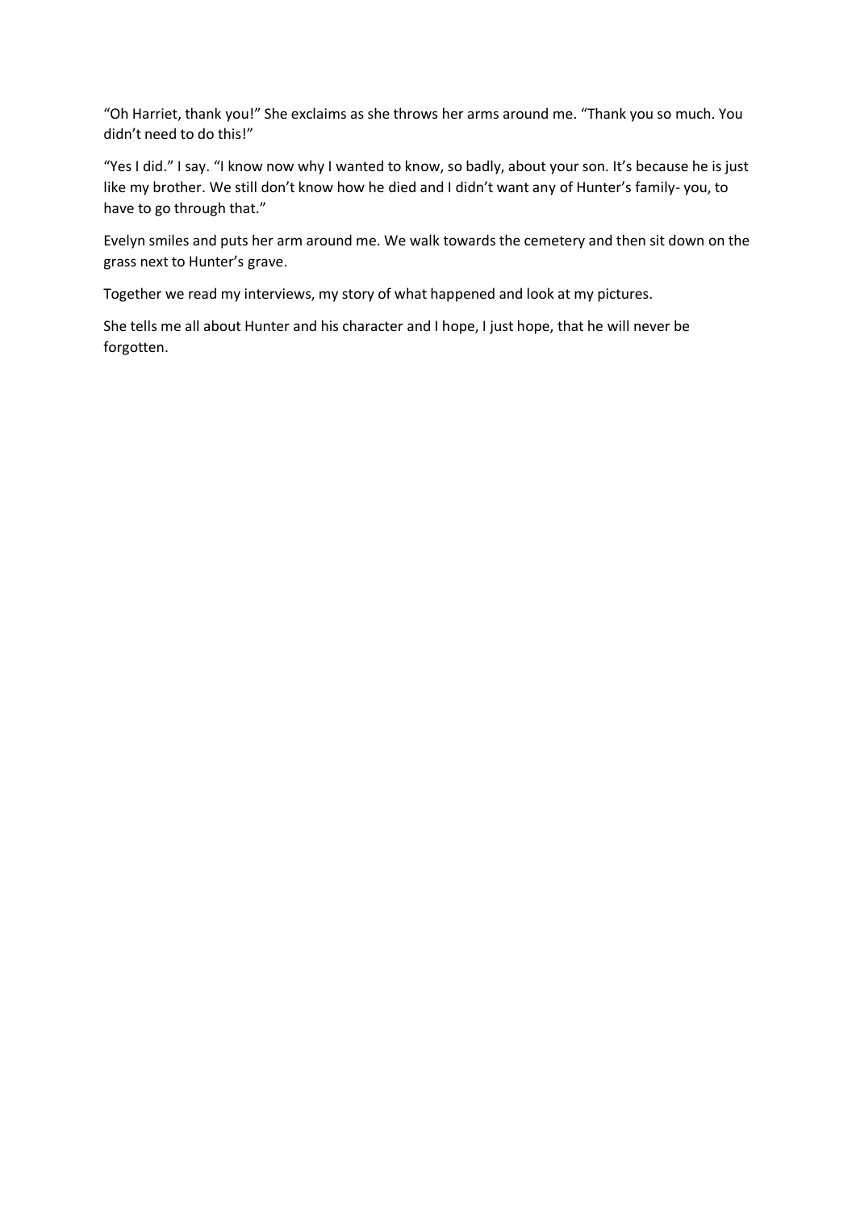“Oh Harriet, thank you!” She exclaims as she throws her arms around me. “Thank you so much. You didn’t need to do this!”

“Yes I did.” I say. “I know now why I wanted to know, so badly, about your son. It’s because he is just like my brother. We still don’t know how he died and I didn’t want any of Hunter’s family- you, to have to go through that.”

Evelyn smiles and puts her arm around me. We walk towards the cemetery and then sit down on the grass next to Hunter’s grave.

Together we read my interviews, my story of what happened and look at my pictures.

She tells me all about Hunter and his character and I hope, I just hope, that he will never be forgotten.